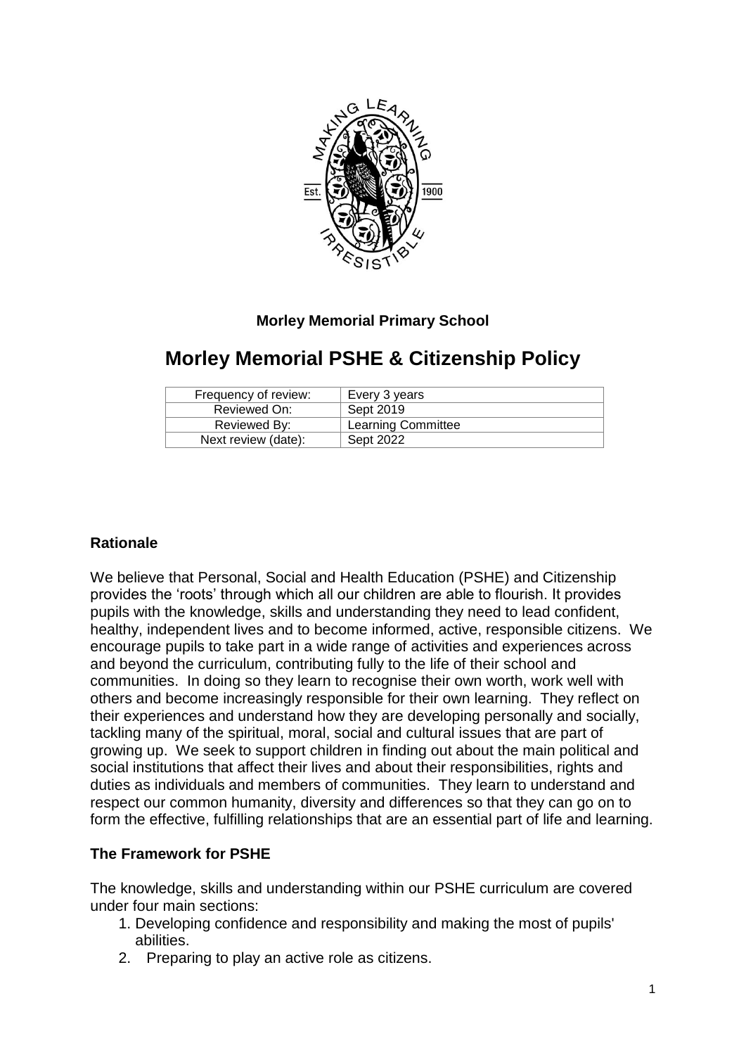**Morley Memorial Primary School**

# Morley Memorial PSHE & Citizenship Policy

| Frequency of review: | Every 3 years |
|---|---|
| Reviewed On: | Sept 2019 |
| Reviewed By: | Learning Committee |
| Next review (date): | Sept 2022 |

## Rationale

We believe that Personal, Social and Health Education (PSHE) and Citizenship provides the 'roots' through which all our children are able to flourish. It provides pupils with the knowledge, skills and understanding they need to lead confident, healthy, independent lives and to become informed, active, responsible citizens. We encourage pupils to take part in a wide range of activities and experiences across and beyond the curriculum, contributing fully to the life of their school and communities. In doing so they learn to recognise their own worth, work well with others and become increasingly responsible for their own learning. They reflect on their experiences and understand how they are developing personally and socially, tackling many of the spiritual, moral, social and cultural issues that are part of growing up. We seek to support children in finding out about the main political and social institutions that affect their lives and about their responsibilities, rights and duties as individuals and members of communities. They learn to understand and respect our common humanity, diversity and differences so that they can go on to form the effective, fulfilling relationships that are an essential part of life and learning.

## The Framework for PSHE

The knowledge, skills and understanding within our PSHE curriculum are covered under four main sections:

1. Developing confidence and responsibility and making the most of pupils' abilities.
2. Preparing to play an active role as citizens.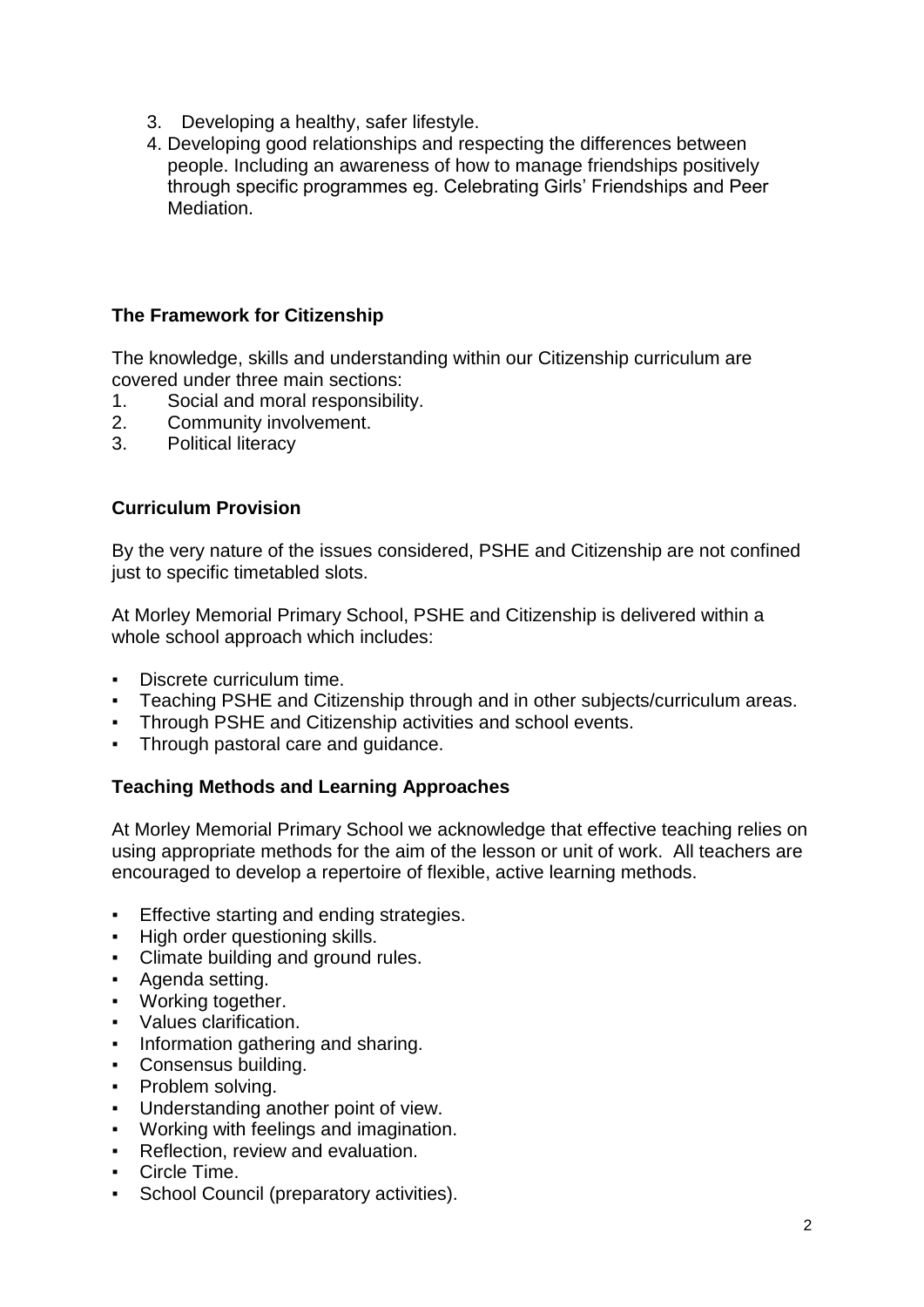3. Developing a healthy, safer lifestyle.
4. Developing good relationships and respecting the differences between people. Including an awareness of how to manage friendships positively through specific programmes eg. Celebrating Girls' Friendships and Peer Mediation.

### The Framework for Citizenship

The knowledge, skills and understanding within our Citizenship curriculum are covered under three main sections:

1. Social and moral responsibility.
2. Community involvement.
3. Political literacy

### Curriculum Provision

By the very nature of the issues considered, PSHE and Citizenship are not confined just to specific timetabled slots.

At Morley Memorial Primary School, PSHE and Citizenship is delivered within a whole school approach which includes:

- Discrete curriculum time.
- Teaching PSHE and Citizenship through and in other subjects/curriculum areas.
- Through PSHE and Citizenship activities and school events.
- Through pastoral care and guidance.

### Teaching Methods and Learning Approaches

At Morley Memorial Primary School we acknowledge that effective teaching relies on using appropriate methods for the aim of the lesson or unit of work. All teachers are encouraged to develop a repertoire of flexible, active learning methods.

- Effective starting and ending strategies.
- High order questioning skills.
- Climate building and ground rules.
- Agenda setting.
- Working together.
- Values clarification.
- Information gathering and sharing.
- Consensus building.
- Problem solving.
- Understanding another point of view.
- Working with feelings and imagination.
- Reflection, review and evaluation.
- Circle Time.
- School Council (preparatory activities).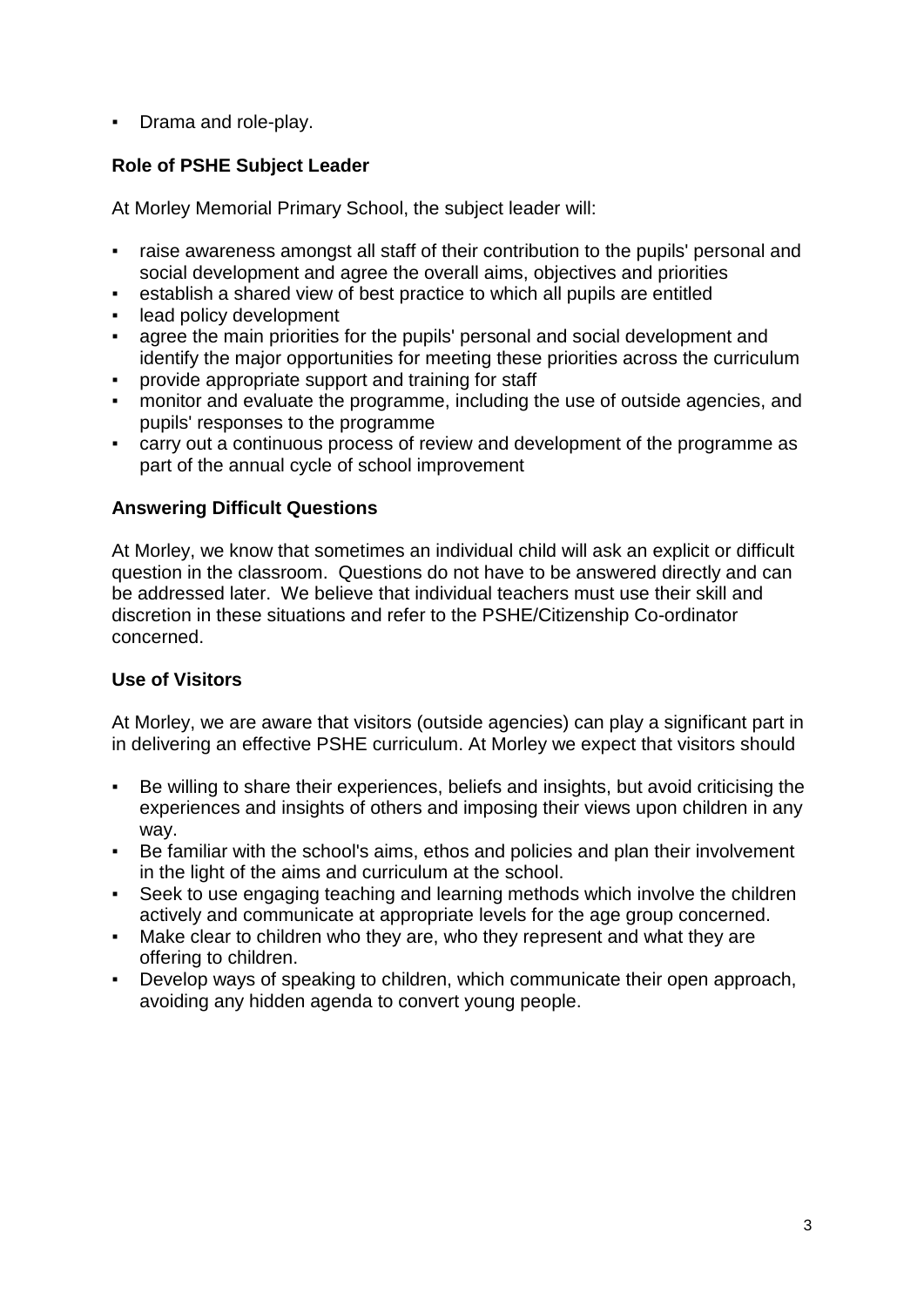- Drama and role-play.

**Role of PSHE Subject Leader**

At Morley Memorial Primary School, the subject leader will:

- raise awareness amongst all staff of their contribution to the pupils' personal and social development and agree the overall aims, objectives and priorities
- establish a shared view of best practice to which all pupils are entitled
- lead policy development
- agree the main priorities for the pupils' personal and social development and identify the major opportunities for meeting these priorities across the curriculum
- provide appropriate support and training for staff
- monitor and evaluate the programme, including the use of outside agencies, and pupils' responses to the programme
- carry out a continuous process of review and development of the programme as part of the annual cycle of school improvement

**Answering Difficult Questions**

At Morley, we know that sometimes an individual child will ask an explicit or difficult question in the classroom. Questions do not have to be answered directly and can be addressed later. We believe that individual teachers must use their skill and discretion in these situations and refer to the PSHE/Citizenship Co-ordinator concerned.

**Use of Visitors**

At Morley, we are aware that visitors (outside agencies) can play a significant part in in delivering an effective PSHE curriculum. At Morley we expect that visitors should

- Be willing to share their experiences, beliefs and insights, but avoid criticising the experiences and insights of others and imposing their views upon children in any way.
- Be familiar with the school's aims, ethos and policies and plan their involvement in the light of the aims and curriculum at the school.
- Seek to use engaging teaching and learning methods which involve the children actively and communicate at appropriate levels for the age group concerned.
- Make clear to children who they are, who they represent and what they are offering to children.
- Develop ways of speaking to children, which communicate their open approach, avoiding any hidden agenda to convert young people.